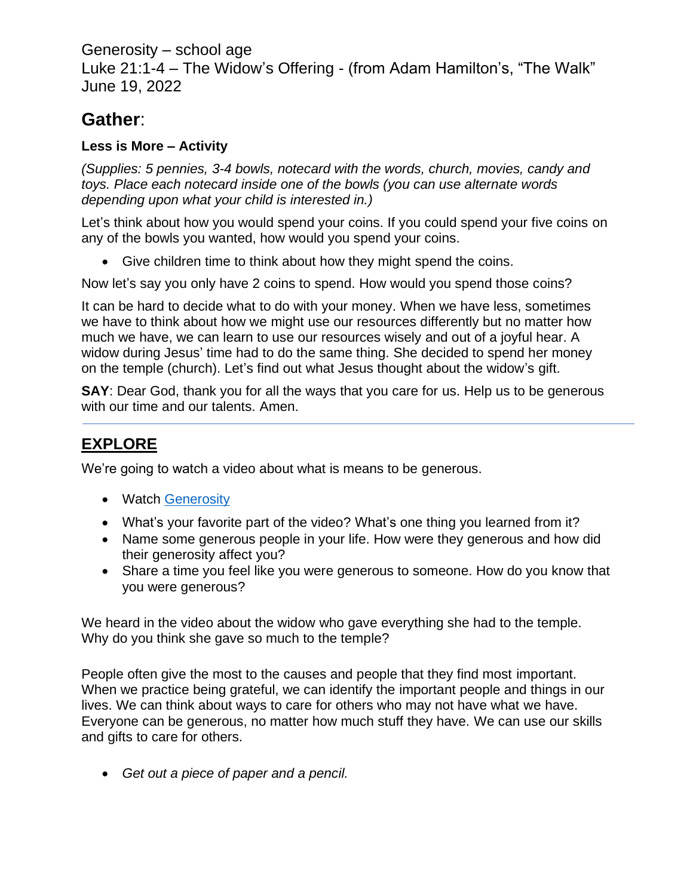Generosity – school age
Luke 21:1-4 – The Widow's Offering - (from Adam Hamilton's, "The Walk"
June 19, 2022

## Gather:

### Less is More – Activity

*(Supplies: 5 pennies, 3-4 bowls, notecard with the words, church, movies, candy and toys. Place each notecard inside one of the bowls (you can use alternate words depending upon what your child is interested in.)*

Let's think about how you would spend your coins. If you could spend your five coins on any of the bowls you wanted, how would you spend your coins.

- Give children time to think about how they might spend the coins.

Now let's say you only have 2 coins to spend. How would you spend those coins?

It can be hard to decide what to do with your money. When we have less, sometimes we have to think about how we might use our resources differently but no matter how much we have, we can learn to use our resources wisely and out of a joyful hear. A widow during Jesus' time had to do the same thing. She decided to spend her money on the temple (church). Let's find out what Jesus thought about the widow's gift.

**SAY**: Dear God, thank you for all the ways that you care for us. Help us to be generous with our time and our talents. Amen.

---

## EXPLORE

We're going to watch a video about what is means to be generous.

- Watch Generosity
- What's your favorite part of the video? What's one thing you learned from it?
- Name some generous people in your life. How were they generous and how did their generosity affect you?
- Share a time you feel like you were generous to someone. How do you know that you were generous?

We heard in the video about the widow who gave everything she had to the temple. Why do you think she gave so much to the temple?

People often give the most to the causes and people that they find most important. When we practice being grateful, we can identify the important people and things in our lives. We can think about ways to care for others who may not have what we have. Everyone can be generous, no matter how much stuff they have. We can use our skills and gifts to care for others.

- *Get out a piece of paper and a pencil.*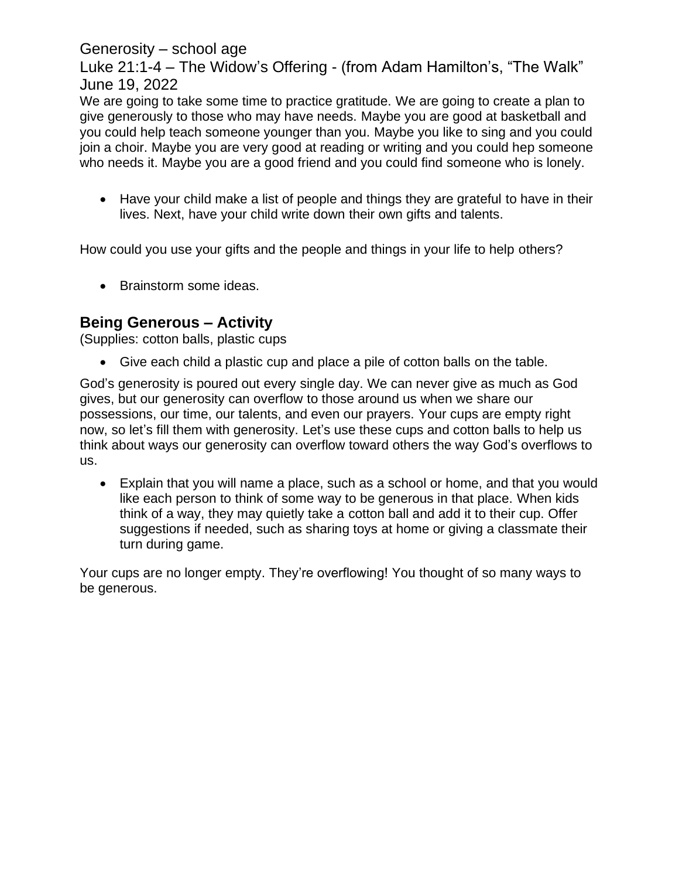Generosity – school age

Luke 21:1-4 – The Widow's Offering - (from Adam Hamilton's, "The Walk" June 19, 2022

We are going to take some time to practice gratitude. We are going to create a plan to give generously to those who may have needs. Maybe you are good at basketball and you could help teach someone younger than you. Maybe you like to sing and you could join a choir. Maybe you are very good at reading or writing and you could hep someone who needs it. Maybe you are a good friend and you could find someone who is lonely.

- Have your child make a list of people and things they are grateful to have in their lives. Next, have your child write down their own gifts and talents.

How could you use your gifts and the people and things in your life to help others?

- Brainstorm some ideas.

## Being Generous – Activity

(Supplies: cotton balls, plastic cups

- Give each child a plastic cup and place a pile of cotton balls on the table.

God's generosity is poured out every single day. We can never give as much as God gives, but our generosity can overflow to those around us when we share our possessions, our time, our talents, and even our prayers. Your cups are empty right now, so let's fill them with generosity. Let's use these cups and cotton balls to help us think about ways our generosity can overflow toward others the way God's overflows to us.

- Explain that you will name a place, such as a school or home, and that you would like each person to think of some way to be generous in that place. When kids think of a way, they may quietly take a cotton ball and add it to their cup. Offer suggestions if needed, such as sharing toys at home or giving a classmate their turn during game.

Your cups are no longer empty. They're overflowing! You thought of so many ways to be generous.